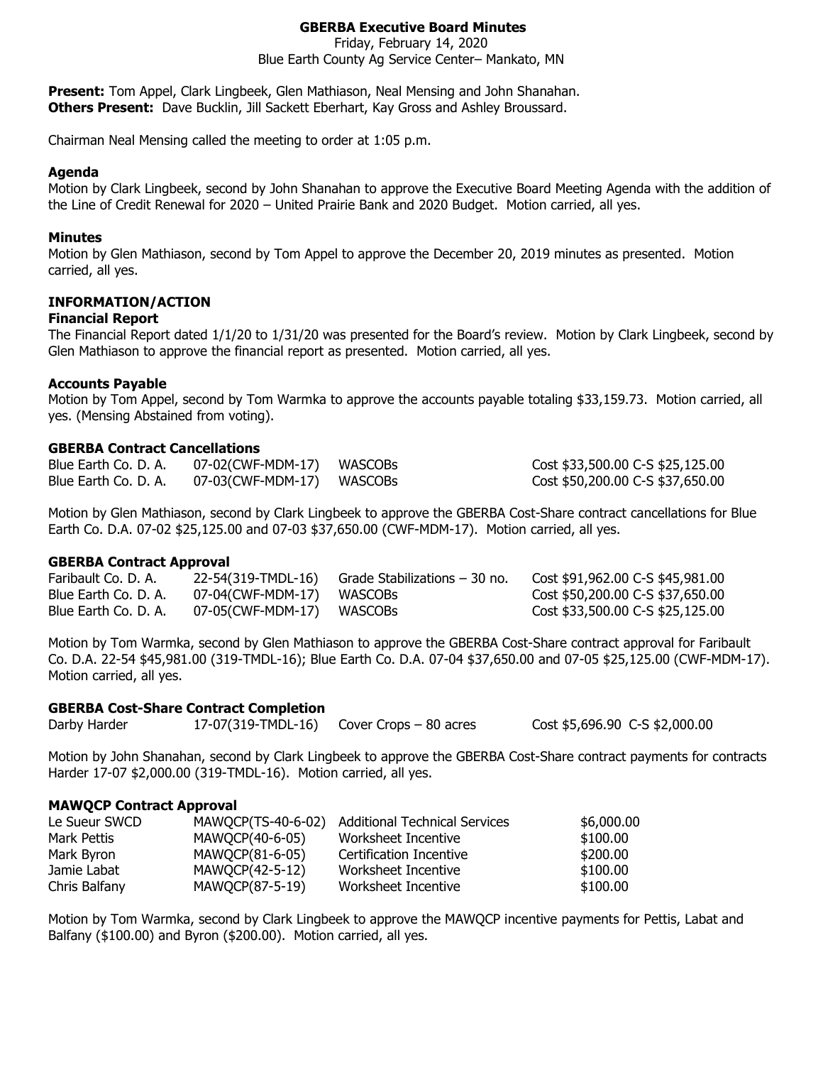# GBERBA Executive Board Minutes

Friday, February 14, 2020
Blue Earth County Ag Service Center– Mankato, MN

**Present:** Tom Appel, Clark Lingbeek, Glen Mathiason, Neal Mensing and John Shanahan.
**Others Present:** Dave Bucklin, Jill Sackett Eberhart, Kay Gross and Ashley Broussard.

Chairman Neal Mensing called the meeting to order at 1:05 p.m.

### Agenda

Motion by Clark Lingbeek, second by John Shanahan to approve the Executive Board Meeting Agenda with the addition of the Line of Credit Renewal for 2020 – United Prairie Bank and 2020 Budget. Motion carried, all yes.

### Minutes

Motion by Glen Mathiason, second by Tom Appel to approve the December 20, 2019 minutes as presented. Motion carried, all yes.

### INFORMATION/ACTION

### Financial Report

The Financial Report dated 1/1/20 to 1/31/20 was presented for the Board's review. Motion by Clark Lingbeek, second by Glen Mathiason to approve the financial report as presented. Motion carried, all yes.

### Accounts Payable

Motion by Tom Appel, second by Tom Warmka to approve the accounts payable totaling $33,159.73. Motion carried, all yes. (Mensing Abstained from voting).

### GBERBA Contract Cancellations

| | | | |
|---|---|---|---|
| Blue Earth Co. D. A. | 07-02(CWF-MDM-17) | WASCOBs | Cost $33,500.00 C-S $25,125.00 |
| Blue Earth Co. D. A. | 07-03(CWF-MDM-17) | WASCOBs | Cost $50,200.00 C-S $37,650.00 |

Motion by Glen Mathiason, second by Clark Lingbeek to approve the GBERBA Cost-Share contract cancellations for Blue Earth Co. D.A. 07-02 $25,125.00 and 07-03 $37,650.00 (CWF-MDM-17). Motion carried, all yes.

### GBERBA Contract Approval

| | | | |
|---|---|---|---|
| Faribault Co. D. A. | 22-54(319-TMDL-16) | Grade Stabilizations – 30 no. | Cost $91,962.00 C-S $45,981.00 |
| Blue Earth Co. D. A. | 07-04(CWF-MDM-17) | WASCOBs | Cost $50,200.00 C-S $37,650.00 |
| Blue Earth Co. D. A. | 07-05(CWF-MDM-17) | WASCOBs | Cost $33,500.00 C-S $25,125.00 |

Motion by Tom Warmka, second by Glen Mathiason to approve the GBERBA Cost-Share contract approval for Faribault Co. D.A. 22-54 $45,981.00 (319-TMDL-16); Blue Earth Co. D.A. 07-04 $37,650.00 and 07-05 $25,125.00 (CWF-MDM-17). Motion carried, all yes.

### GBERBA Cost-Share Contract Completion

| | | | |
|---|---|---|---|
| Darby Harder | 17-07(319-TMDL-16) | Cover Crops – 80 acres | Cost $5,696.90 C-S $2,000.00 |

Motion by John Shanahan, second by Clark Lingbeek to approve the GBERBA Cost-Share contract payments for contracts Harder 17-07 $2,000.00 (319-TMDL-16). Motion carried, all yes.

### MAWQCP Contract Approval

| | | | |
|---|---|---|---|
| Le Sueur SWCD | MAWQCP(TS-40-6-02) | Additional Technical Services | $6,000.00 |
| Mark Pettis | MAWQCP(40-6-05) | Worksheet Incentive | $100.00 |
| Mark Byron | MAWQCP(81-6-05) | Certification Incentive | $200.00 |
| Jamie Labat | MAWQCP(42-5-12) | Worksheet Incentive | $100.00 |
| Chris Balfany | MAWQCP(87-5-19) | Worksheet Incentive | $100.00 |

Motion by Tom Warmka, second by Clark Lingbeek to approve the MAWQCP incentive payments for Pettis, Labat and Balfany ($100.00) and Byron ($200.00). Motion carried, all yes.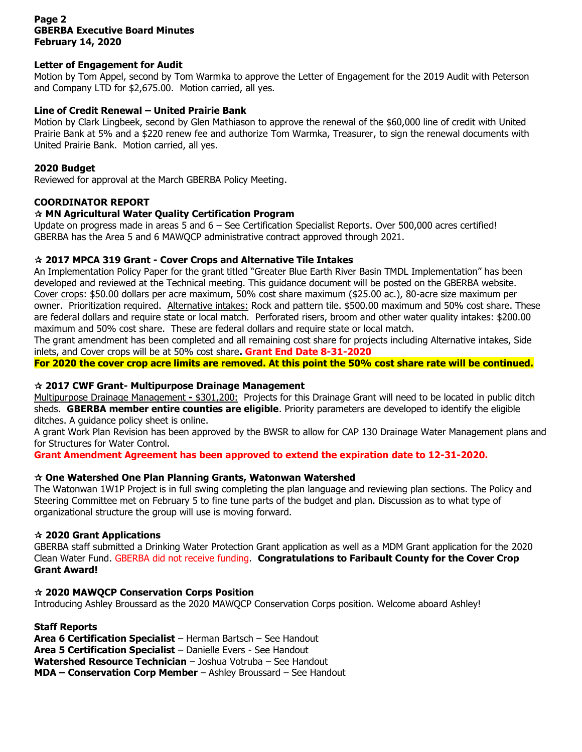**Letter of Engagement for Audit**
Motion by Tom Appel, second by Tom Warmka to approve the Letter of Engagement for the 2019 Audit with Peterson and Company LTD for $2,675.00. Motion carried, all yes.

**Line of Credit Renewal – United Prairie Bank**
Motion by Clark Lingbeek, second by Glen Mathiason to approve the renewal of the $60,000 line of credit with United Prairie Bank at 5% and a $220 renew fee and authorize Tom Warmka, Treasurer, to sign the renewal documents with United Prairie Bank. Motion carried, all yes.

**2020 Budget**
Reviewed for approval at the March GBERBA Policy Meeting.

**COORDINATOR REPORT**

**☆ MN Agricultural Water Quality Certification Program**
Update on progress made in areas 5 and 6 – See Certification Specialist Reports. Over 500,000 acres certified! GBERBA has the Area 5 and 6 MAWQCP administrative contract approved through 2021.

**☆ 2017 MPCA 319 Grant - Cover Crops and Alternative Tile Intakes**
An Implementation Policy Paper for the grant titled "Greater Blue Earth River Basin TMDL Implementation" has been developed and reviewed at the Technical meeting. This guidance document will be posted on the GBERBA website. Cover crops: $50.00 dollars per acre maximum, 50% cost share maximum ($25.00 ac.), 80-acre size maximum per owner. Prioritization required. Alternative intakes: Rock and pattern tile. $500.00 maximum and 50% cost share. These are federal dollars and require state or local match. Perforated risers, broom and other water quality intakes: $200.00 maximum and 50% cost share. These are federal dollars and require state or local match.
The grant amendment has been completed and all remaining cost share for projects including Alternative intakes, Side inlets, and Cover crops will be at 50% cost share**. Grant End Date 8-31-2020**
**For 2020 the cover crop acre limits are removed. At this point the 50% cost share rate will be continued.**

**☆ 2017 CWF Grant- Multipurpose Drainage Management**
Multipurpose Drainage Management - $301,200: Projects for this Drainage Grant will need to be located in public ditch sheds. **GBERBA member entire counties are eligible**. Priority parameters are developed to identify the eligible ditches. A guidance policy sheet is online.
A grant Work Plan Revision has been approved by the BWSR to allow for CAP 130 Drainage Water Management plans and for Structures for Water Control.
**Grant Amendment Agreement has been approved to extend the expiration date to 12-31-2020.**

**☆ One Watershed One Plan Planning Grants, Watonwan Watershed**
The Watonwan 1W1P Project is in full swing completing the plan language and reviewing plan sections. The Policy and Steering Committee met on February 5 to fine tune parts of the budget and plan. Discussion as to what type of organizational structure the group will use is moving forward.

**☆ 2020 Grant Applications**
GBERBA staff submitted a Drinking Water Protection Grant application as well as a MDM Grant application for the 2020 Clean Water Fund. GBERBA did not receive funding. **Congratulations to Faribault County for the Cover Crop Grant Award!**

**☆ 2020 MAWQCP Conservation Corps Position**
Introducing Ashley Broussard as the 2020 MAWQCP Conservation Corps position. Welcome aboard Ashley!

**Staff Reports**
**Area 6 Certification Specialist** – Herman Bartsch – See Handout
**Area 5 Certification Specialist** – Danielle Evers - See Handout
**Watershed Resource Technician** – Joshua Votruba – See Handout
**MDA – Conservation Corp Member** – Ashley Broussard – See Handout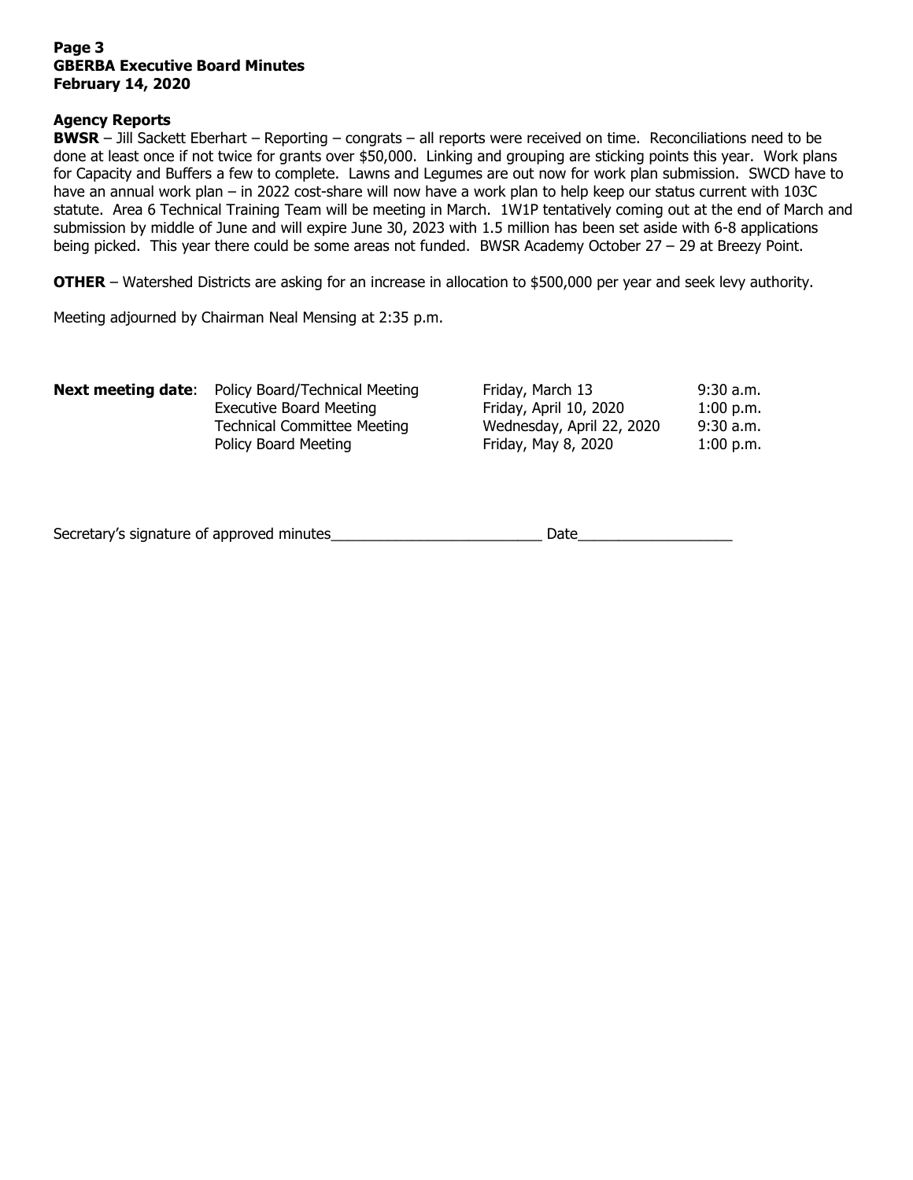## Agency Reports

**BWSR** – Jill Sackett Eberhart – Reporting – congrats – all reports were received on time. Reconciliations need to be done at least once if not twice for grants over $50,000. Linking and grouping are sticking points this year. Work plans for Capacity and Buffers a few to complete. Lawns and Legumes are out now for work plan submission. SWCD have to have an annual work plan – in 2022 cost-share will now have a work plan to help keep our status current with 103C statute. Area 6 Technical Training Team will be meeting in March. 1W1P tentatively coming out at the end of March and submission by middle of June and will expire June 30, 2023 with 1.5 million has been set aside with 6-8 applications being picked. This year there could be some areas not funded. BWSR Academy October 27 – 29 at Breezy Point.

**OTHER** – Watershed Districts are asking for an increase in allocation to $500,000 per year and seek levy authority.

Meeting adjourned by Chairman Neal Mensing at 2:35 p.m.

| | | | |
|---|---|---|---|
| **Next meeting date**: | Policy Board/Technical Meeting | Friday, March 13 | 9:30 a.m. |
| | Executive Board Meeting | Friday, April 10, 2020 | 1:00 p.m. |
| | Technical Committee Meeting | Wednesday, April 22, 2020 | 9:30 a.m. |
| | Policy Board Meeting | Friday, May 8, 2020 | 1:00 p.m. |

Secretary's signature of approved minutes_________________________ Date__________________